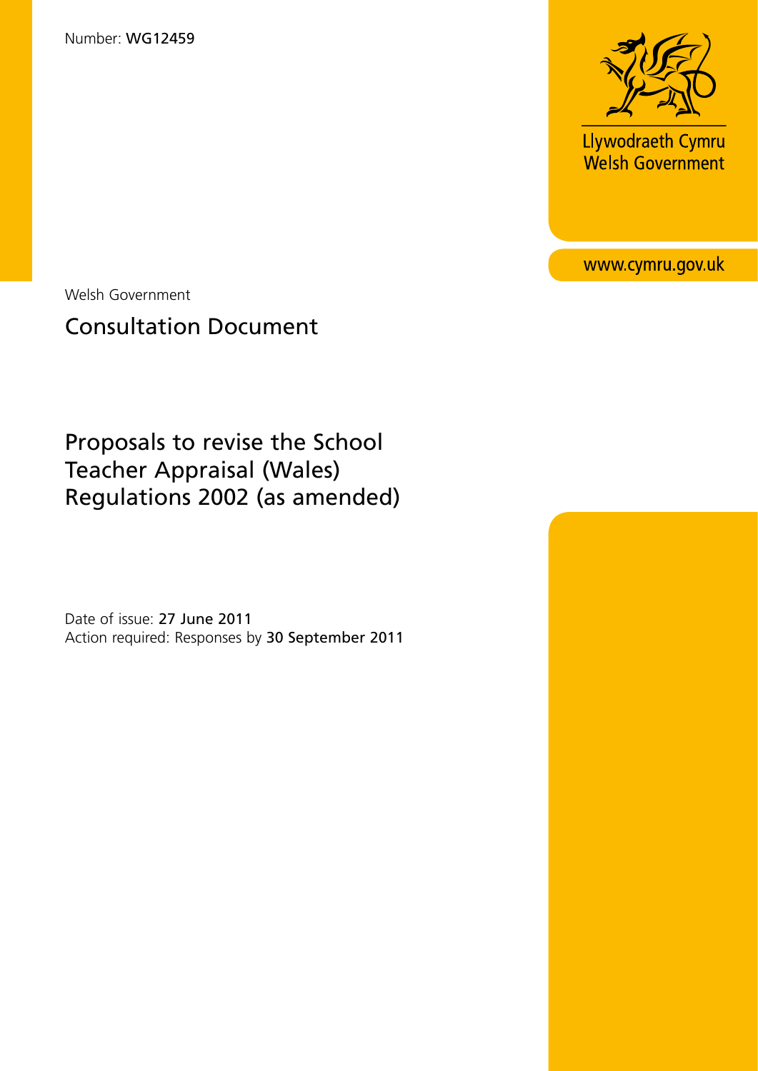Number: **WG12459**

Llywodraeth Cymru
Welsh Government

www.cymru.gov.uk

Welsh Government

## Consultation Document

# Proposals to revise the School Teacher Appraisal (Wales) Regulations 2002 (as amended)

Date of issue: **27 June 2011**
Action required: Responses by **30 September 2011**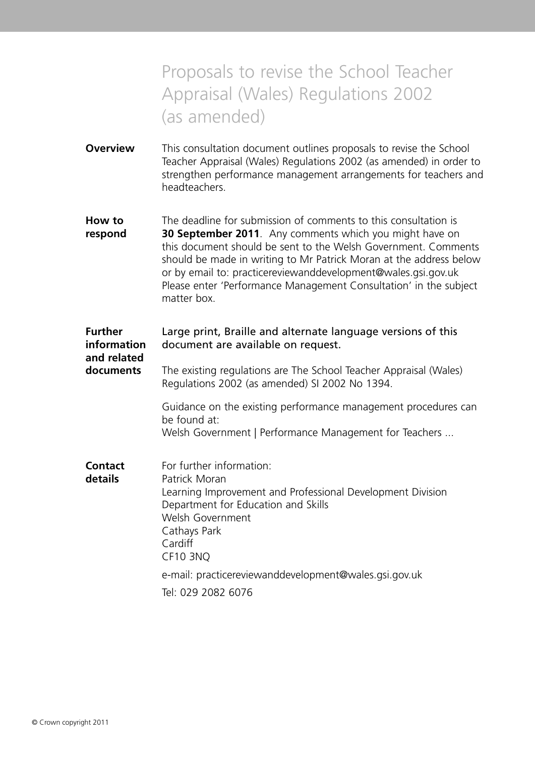# Proposals to revise the School Teacher Appraisal (Wales) Regulations 2002 (as amended)

**Overview**

This consultation document outlines proposals to revise the School Teacher Appraisal (Wales) Regulations 2002 (as amended) in order to strengthen performance management arrangements for teachers and headteachers.

**How to respond**

The deadline for submission of comments to this consultation is **30 September 2011**. Any comments which you might have on this document should be sent to the Welsh Government. Comments should be made in writing to Mr Patrick Moran at the address below or by email to: practicereviewanddevelopment@wales.gsi.gov.uk Please enter 'Performance Management Consultation' in the subject matter box.

**Further information and related documents**

Large print, Braille and alternate language versions of this document are available on request.

The existing regulations are The School Teacher Appraisal (Wales) Regulations 2002 (as amended) SI 2002 No 1394.

Guidance on the existing performance management procedures can be found at:
Welsh Government | Performance Management for Teachers ...

**Contact details**

For further information:
Patrick Moran
Learning Improvement and Professional Development Division
Department for Education and Skills
Welsh Government
Cathays Park
Cardiff
CF10 3NQ

e-mail: practicereviewanddevelopment@wales.gsi.gov.uk

Tel: 029 2082 6076

© Crown copyright 2011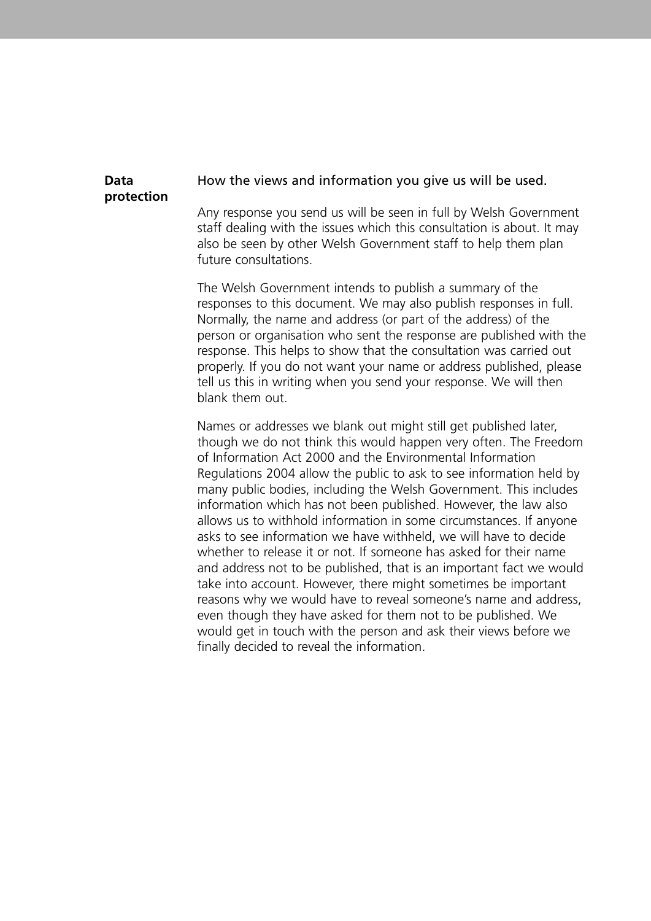## Data protection

How the views and information you give us will be used.

Any response you send us will be seen in full by Welsh Government staff dealing with the issues which this consultation is about. It may also be seen by other Welsh Government staff to help them plan future consultations.

The Welsh Government intends to publish a summary of the responses to this document. We may also publish responses in full. Normally, the name and address (or part of the address) of the person or organisation who sent the response are published with the response. This helps to show that the consultation was carried out properly. If you do not want your name or address published, please tell us this in writing when you send your response. We will then blank them out.

Names or addresses we blank out might still get published later, though we do not think this would happen very often. The Freedom of Information Act 2000 and the Environmental Information Regulations 2004 allow the public to ask to see information held by many public bodies, including the Welsh Government. This includes information which has not been published. However, the law also allows us to withhold information in some circumstances. If anyone asks to see information we have withheld, we will have to decide whether to release it or not. If someone has asked for their name and address not to be published, that is an important fact we would take into account. However, there might sometimes be important reasons why we would have to reveal someone's name and address, even though they have asked for them not to be published. We would get in touch with the person and ask their views before we finally decided to reveal the information.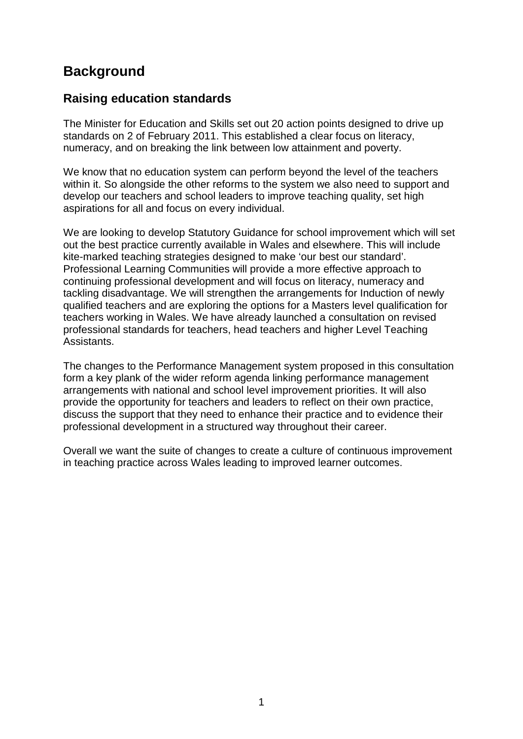# Background

## Raising education standards

The Minister for Education and Skills set out 20 action points designed to drive up standards on 2 of February 2011. This established a clear focus on literacy, numeracy, and on breaking the link between low attainment and poverty.

We know that no education system can perform beyond the level of the teachers within it. So alongside the other reforms to the system we also need to support and develop our teachers and school leaders to improve teaching quality, set high aspirations for all and focus on every individual.

We are looking to develop Statutory Guidance for school improvement which will set out the best practice currently available in Wales and elsewhere. This will include kite-marked teaching strategies designed to make 'our best our standard'. Professional Learning Communities will provide a more effective approach to continuing professional development and will focus on literacy, numeracy and tackling disadvantage. We will strengthen the arrangements for Induction of newly qualified teachers and are exploring the options for a Masters level qualification for teachers working in Wales. We have already launched a consultation on revised professional standards for teachers, head teachers and higher Level Teaching Assistants.

The changes to the Performance Management system proposed in this consultation form a key plank of the wider reform agenda linking performance management arrangements with national and school level improvement priorities. It will also provide the opportunity for teachers and leaders to reflect on their own practice, discuss the support that they need to enhance their practice and to evidence their professional development in a structured way throughout their career.

Overall we want the suite of changes to create a culture of continuous improvement in teaching practice across Wales leading to improved learner outcomes.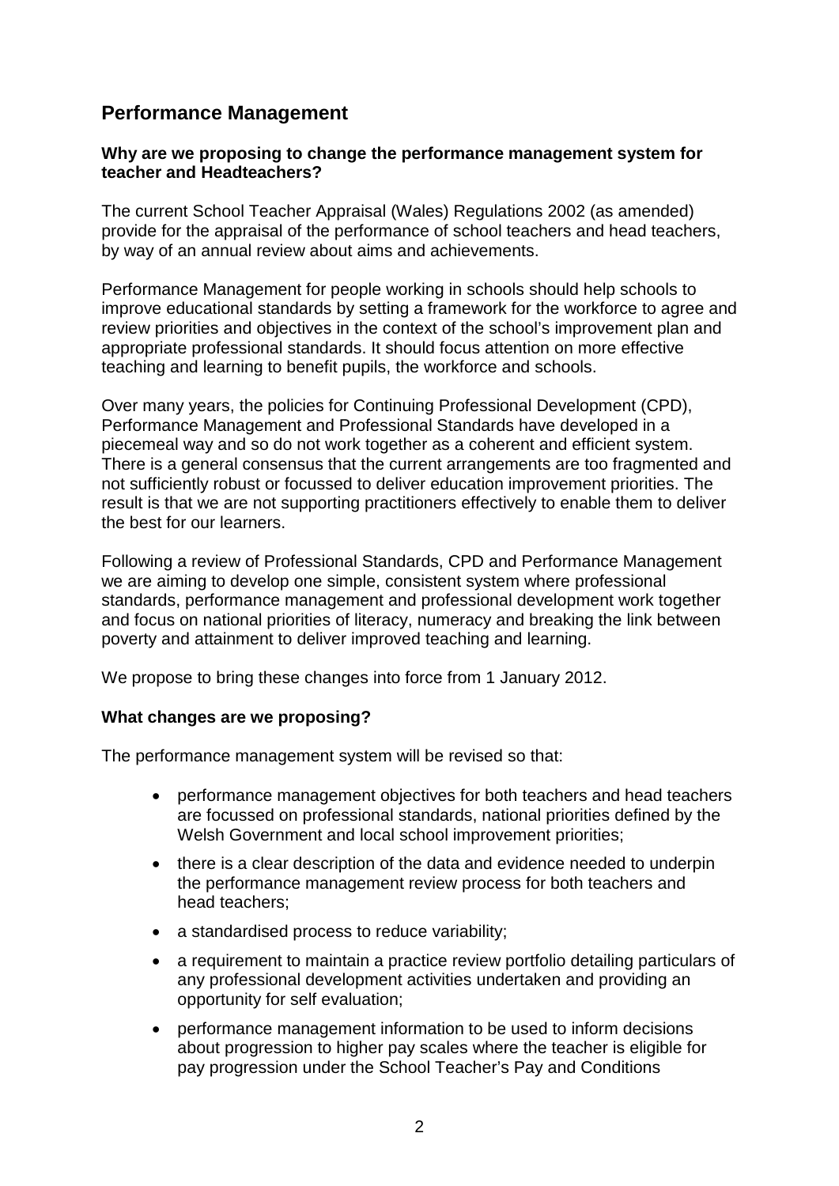## Performance Management

**Why are we proposing to change the performance management system for teacher and Headteachers?**

The current School Teacher Appraisal (Wales) Regulations 2002 (as amended) provide for the appraisal of the performance of school teachers and head teachers, by way of an annual review about aims and achievements.

Performance Management for people working in schools should help schools to improve educational standards by setting a framework for the workforce to agree and review priorities and objectives in the context of the school's improvement plan and appropriate professional standards. It should focus attention on more effective teaching and learning to benefit pupils, the workforce and schools.

Over many years, the policies for Continuing Professional Development (CPD), Performance Management and Professional Standards have developed in a piecemeal way and so do not work together as a coherent and efficient system. There is a general consensus that the current arrangements are too fragmented and not sufficiently robust or focussed to deliver education improvement priorities. The result is that we are not supporting practitioners effectively to enable them to deliver the best for our learners.

Following a review of Professional Standards, CPD and Performance Management we are aiming to develop one simple, consistent system where professional standards, performance management and professional development work together and focus on national priorities of literacy, numeracy and breaking the link between poverty and attainment to deliver improved teaching and learning.

We propose to bring these changes into force from 1 January 2012.

**What changes are we proposing?**

The performance management system will be revised so that:

- performance management objectives for both teachers and head teachers are focussed on professional standards, national priorities defined by the Welsh Government and local school improvement priorities;
- there is a clear description of the data and evidence needed to underpin the performance management review process for both teachers and head teachers;
- a standardised process to reduce variability;
- a requirement to maintain a practice review portfolio detailing particulars of any professional development activities undertaken and providing an opportunity for self evaluation;
- performance management information to be used to inform decisions about progression to higher pay scales where the teacher is eligible for pay progression under the School Teacher's Pay and Conditions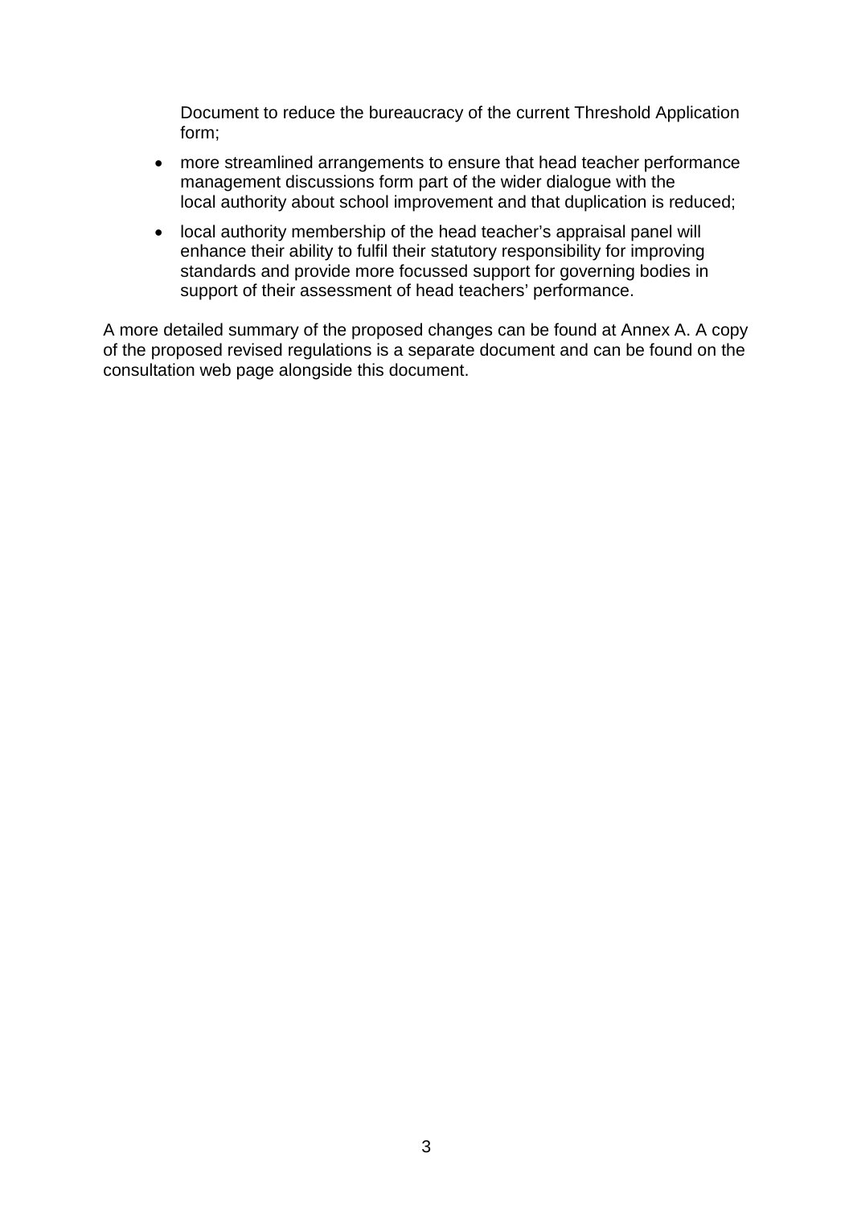Document to reduce the bureaucracy of the current Threshold Application form;

- more streamlined arrangements to ensure that head teacher performance management discussions form part of the wider dialogue with the local authority about school improvement and that duplication is reduced;
- local authority membership of the head teacher's appraisal panel will enhance their ability to fulfil their statutory responsibility for improving standards and provide more focussed support for governing bodies in support of their assessment of head teachers' performance.

A more detailed summary of the proposed changes can be found at Annex A. A copy of the proposed revised regulations is a separate document and can be found on the consultation web page alongside this document.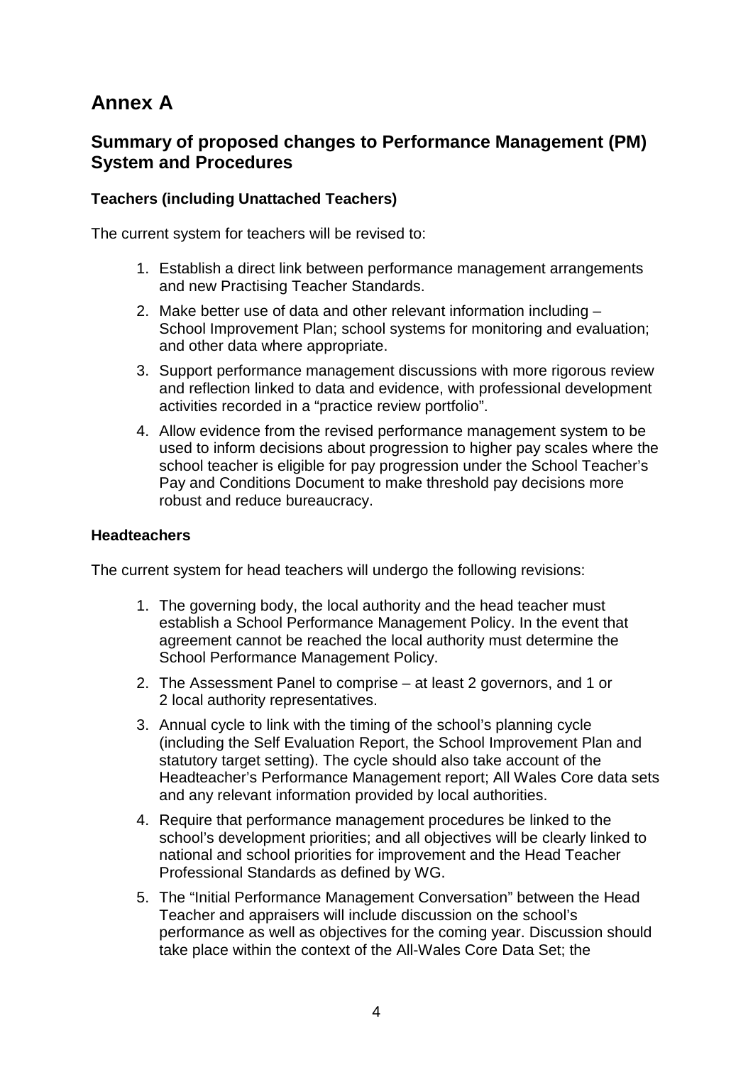# Annex A

## Summary of proposed changes to Performance Management (PM) System and Procedures

### Teachers (including Unattached Teachers)

The current system for teachers will be revised to:

1. Establish a direct link between performance management arrangements and new Practising Teacher Standards.
2. Make better use of data and other relevant information including – School Improvement Plan; school systems for monitoring and evaluation; and other data where appropriate.
3. Support performance management discussions with more rigorous review and reflection linked to data and evidence, with professional development activities recorded in a "practice review portfolio".
4. Allow evidence from the revised performance management system to be used to inform decisions about progression to higher pay scales where the school teacher is eligible for pay progression under the School Teacher's Pay and Conditions Document to make threshold pay decisions more robust and reduce bureaucracy.

### Headteachers

The current system for head teachers will undergo the following revisions:

1. The governing body, the local authority and the head teacher must establish a School Performance Management Policy. In the event that agreement cannot be reached the local authority must determine the School Performance Management Policy.
2. The Assessment Panel to comprise – at least 2 governors, and 1 or 2 local authority representatives.
3. Annual cycle to link with the timing of the school's planning cycle (including the Self Evaluation Report, the School Improvement Plan and statutory target setting). The cycle should also take account of the Headteacher's Performance Management report; All Wales Core data sets and any relevant information provided by local authorities.
4. Require that performance management procedures be linked to the school's development priorities; and all objectives will be clearly linked to national and school priorities for improvement and the Head Teacher Professional Standards as defined by WG.
5. The "Initial Performance Management Conversation" between the Head Teacher and appraisers will include discussion on the school's performance as well as objectives for the coming year. Discussion should take place within the context of the All-Wales Core Data Set; the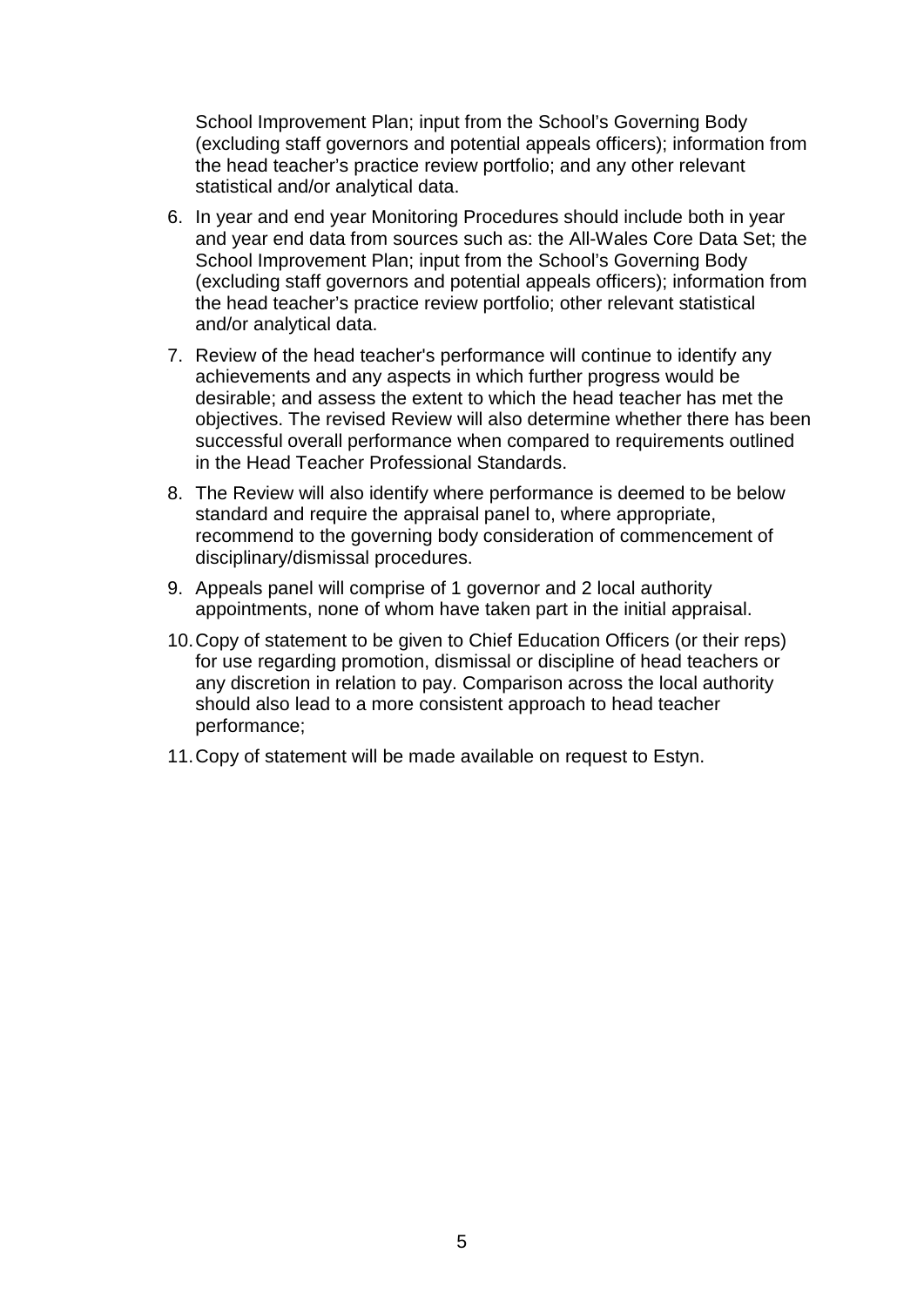School Improvement Plan; input from the School's Governing Body (excluding staff governors and potential appeals officers); information from the head teacher's practice review portfolio; and any other relevant statistical and/or analytical data.

6. In year and end year Monitoring Procedures should include both in year and year end data from sources such as: the All-Wales Core Data Set; the School Improvement Plan; input from the School's Governing Body (excluding staff governors and potential appeals officers); information from the head teacher's practice review portfolio; other relevant statistical and/or analytical data.
7. Review of the head teacher's performance will continue to identify any achievements and any aspects in which further progress would be desirable; and assess the extent to which the head teacher has met the objectives. The revised Review will also determine whether there has been successful overall performance when compared to requirements outlined in the Head Teacher Professional Standards.
8. The Review will also identify where performance is deemed to be below standard and require the appraisal panel to, where appropriate, recommend to the governing body consideration of commencement of disciplinary/dismissal procedures.
9. Appeals panel will comprise of 1 governor and 2 local authority appointments, none of whom have taken part in the initial appraisal.
10. Copy of statement to be given to Chief Education Officers (or their reps) for use regarding promotion, dismissal or discipline of head teachers or any discretion in relation to pay. Comparison across the local authority should also lead to a more consistent approach to head teacher performance;
11. Copy of statement will be made available on request to Estyn.